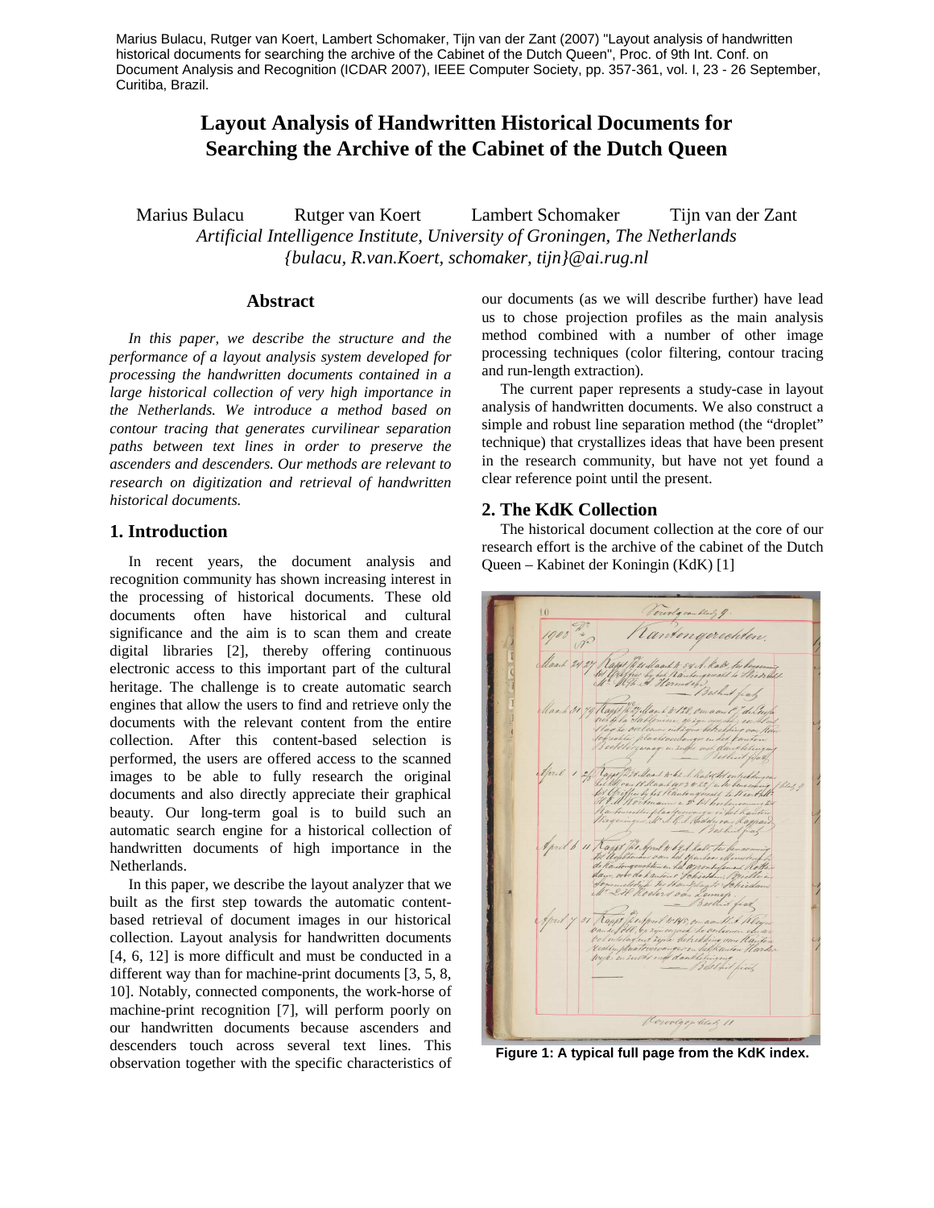Marius Bulacu, Rutger van Koert, Lambert Schomaker, Tijn van der Zant (2007) "Layout analysis of handwritten historical documents for searching the archive of the Cabinet of the Dutch Queen", Proc. of 9th Int. Conf. on Document Analysis and Recognition (ICDAR 2007), IEEE Computer Society, pp. 357-361, vol. I, 23 - 26 September, Curitiba, Brazil.

# Layout Analysis of Handwritten Historical Documents for Searching the Archive of the Cabinet of the Dutch Queen

Marius Bulacu    Rutger van Koert    Lambert Schomaker    Tijn van der Zant

*Artificial Intelligence Institute, University of Groningen, The Netherlands*

*{bulacu, R.van.Koert, schomaker, tijn}@ai.rug.nl*

## Abstract

*In this paper, we describe the structure and the performance of a layout analysis system developed for processing the handwritten documents contained in a large historical collection of very high importance in the Netherlands. We introduce a method based on contour tracing that generates curvilinear separation paths between text lines in order to preserve the ascenders and descenders. Our methods are relevant to research on digitization and retrieval of handwritten historical documents.*

## 1. Introduction

In recent years, the document analysis and recognition community has shown increasing interest in the processing of historical documents. These old documents often have historical and cultural significance and the aim is to scan them and create digital libraries [2], thereby offering continuous electronic access to this important part of the cultural heritage. The challenge is to create automatic search engines that allow the users to find and retrieve only the documents with the relevant content from the entire collection. After this content-based selection is performed, the users are offered access to the scanned images to be able to fully research the original documents and also directly appreciate their graphical beauty. Our long-term goal is to build such an automatic search engine for a historical collection of handwritten documents of high importance in the Netherlands.

In this paper, we describe the layout analyzer that we built as the first step towards the automatic content-based retrieval of document images in our historical collection. Layout analysis for handwritten documents [4, 6, 12] is more difficult and must be conducted in a different way than for machine-print documents [3, 5, 8, 10]. Notably, connected components, the work-horse of machine-print recognition [7], will perform poorly on our handwritten documents because ascenders and descenders touch across several text lines. This observation together with the specific characteristics of our documents (as we will describe further) have lead us to chose projection profiles as the main analysis method combined with a number of other image processing techniques (color filtering, contour tracing and run-length extraction).

The current paper represents a study-case in layout analysis of handwritten documents. We also construct a simple and robust line separation method (the "droplet" technique) that crystallizes ideas that have been present in the research community, but have not yet found a clear reference point until the present.

## 2. The KdK Collection

The historical document collection at the core of our research effort is the archive of the cabinet of the Dutch Queen – Kabinet der Koningin (KdK) [1]

**Figure 1: A typical full page from the KdK index.**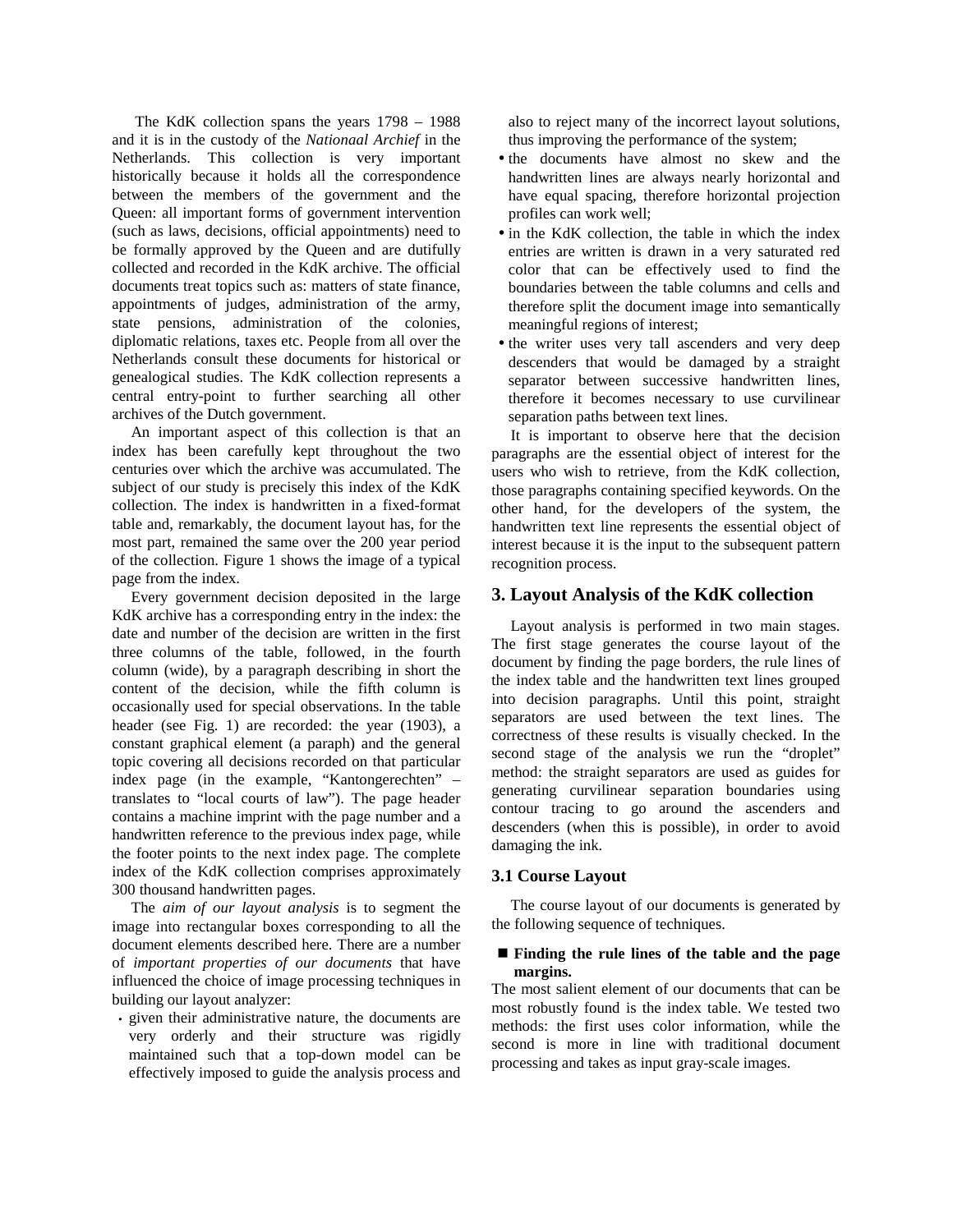The KdK collection spans the years 1798 – 1988 and it is in the custody of the *Nationaal Archief* in the Netherlands. This collection is very important historically because it holds all the correspondence between the members of the government and the Queen: all important forms of government intervention (such as laws, decisions, official appointments) need to be formally approved by the Queen and are dutifully collected and recorded in the KdK archive. The official documents treat topics such as: matters of state finance, appointments of judges, administration of the army, state pensions, administration of the colonies, diplomatic relations, taxes etc. People from all over the Netherlands consult these documents for historical or genealogical studies. The KdK collection represents a central entry-point to further searching all other archives of the Dutch government.

An important aspect of this collection is that an index has been carefully kept throughout the two centuries over which the archive was accumulated. The subject of our study is precisely this index of the KdK collection. The index is handwritten in a fixed-format table and, remarkably, the document layout has, for the most part, remained the same over the 200 year period of the collection. Figure 1 shows the image of a typical page from the index.

Every government decision deposited in the large KdK archive has a corresponding entry in the index: the date and number of the decision are written in the first three columns of the table, followed, in the fourth column (wide), by a paragraph describing in short the content of the decision, while the fifth column is occasionally used for special observations. In the table header (see Fig. 1) are recorded: the year (1903), a constant graphical element (a paraph) and the general topic covering all decisions recorded on that particular index page (in the example, "Kantongerechten" – translates to "local courts of law"). The page header contains a machine imprint with the page number and a handwritten reference to the previous index page, while the footer points to the next index page. The complete index of the KdK collection comprises approximately 300 thousand handwritten pages.

The *aim of our layout analysis* is to segment the image into rectangular boxes corresponding to all the document elements described here. There are a number of *important properties of our documents* that have influenced the choice of image processing techniques in building our layout analyzer:

- given their administrative nature, the documents are very orderly and their structure was rigidly maintained such that a top-down model can be effectively imposed to guide the analysis process and also to reject many of the incorrect layout solutions, thus improving the performance of the system;
- the documents have almost no skew and the handwritten lines are always nearly horizontal and have equal spacing, therefore horizontal projection profiles can work well;
- in the KdK collection, the table in which the index entries are written is drawn in a very saturated red color that can be effectively used to find the boundaries between the table columns and cells and therefore split the document image into semantically meaningful regions of interest;
- the writer uses very tall ascenders and very deep descenders that would be damaged by a straight separator between successive handwritten lines, therefore it becomes necessary to use curvilinear separation paths between text lines.

It is important to observe here that the decision paragraphs are the essential object of interest for the users who wish to retrieve, from the KdK collection, those paragraphs containing specified keywords. On the other hand, for the developers of the system, the handwritten text line represents the essential object of interest because it is the input to the subsequent pattern recognition process.

## 3. Layout Analysis of the KdK collection

Layout analysis is performed in two main stages. The first stage generates the course layout of the document by finding the page borders, the rule lines of the index table and the handwritten text lines grouped into decision paragraphs. Until this point, straight separators are used between the text lines. The correctness of these results is visually checked. In the second stage of the analysis we run the "droplet" method: the straight separators are used as guides for generating curvilinear separation boundaries using contour tracing to go around the ascenders and descenders (when this is possible), in order to avoid damaging the ink.

### 3.1 Course Layout

The course layout of our documents is generated by the following sequence of techniques.

- **Finding the rule lines of the table and the page margins.**

The most salient element of our documents that can be most robustly found is the index table. We tested two methods: the first uses color information, while the second is more in line with traditional document processing and takes as input gray-scale images.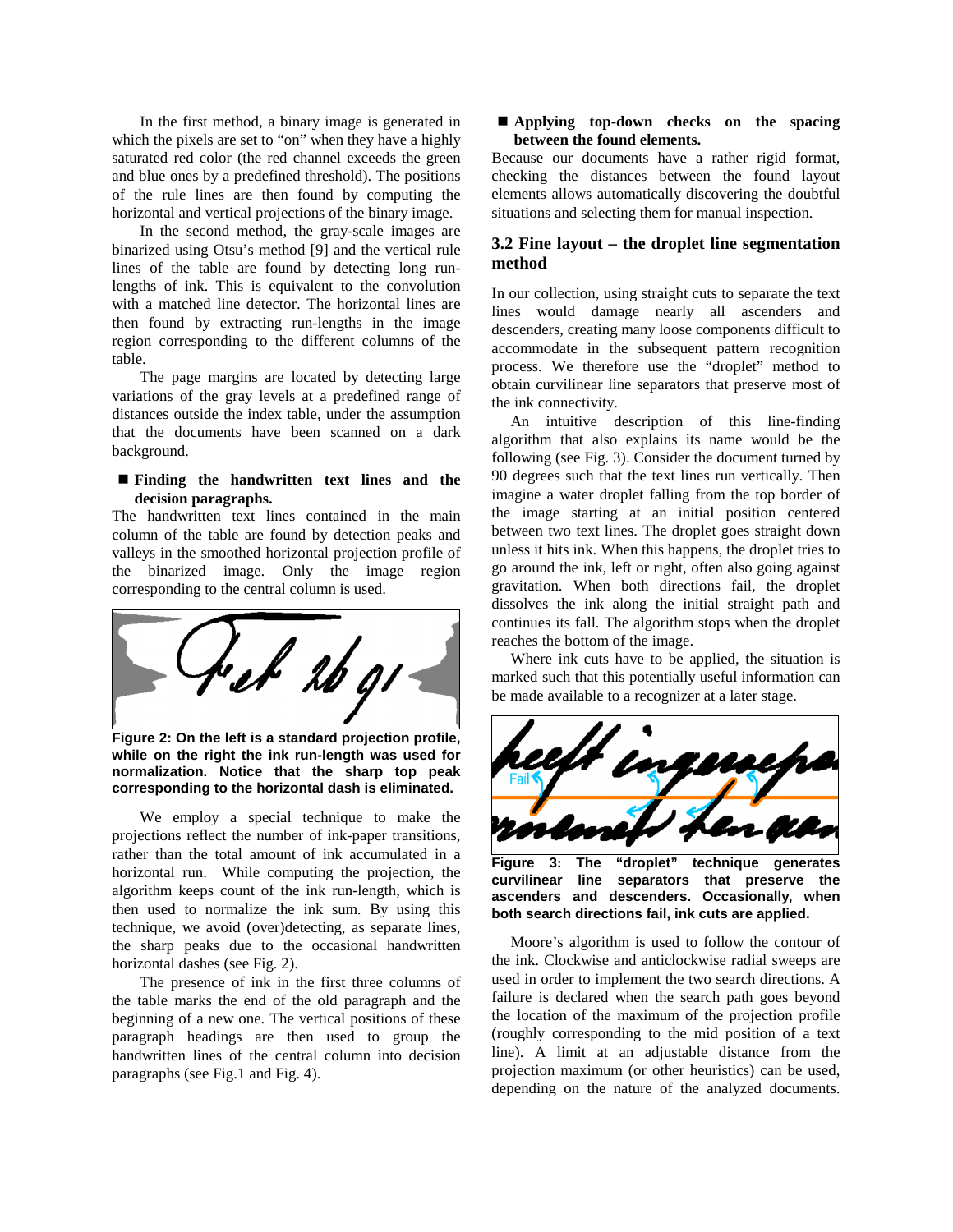In the first method, a binary image is generated in which the pixels are set to "on" when they have a highly saturated red color (the red channel exceeds the green and blue ones by a predefined threshold). The positions of the rule lines are then found by computing the horizontal and vertical projections of the binary image.

In the second method, the gray-scale images are binarized using Otsu's method [9] and the vertical rule lines of the table are found by detecting long run-lengths of ink. This is equivalent to the convolution with a matched line detector. The horizontal lines are then found by extracting run-lengths in the image region corresponding to the different columns of the table.

The page margins are located by detecting large variations of the gray levels at a predefined range of distances outside the index table, under the assumption that the documents have been scanned on a dark background.

- **Finding the handwritten text lines and the decision paragraphs.**

The handwritten text lines contained in the main column of the table are found by detection peaks and valleys in the smoothed horizontal projection profile of the binarized image. Only the image region corresponding to the central column is used.

**Figure 2: On the left is a standard projection profile, while on the right the ink run-length was used for normalization. Notice that the sharp top peak corresponding to the horizontal dash is eliminated.**

We employ a special technique to make the projections reflect the number of ink-paper transitions, rather than the total amount of ink accumulated in a horizontal run. While computing the projection, the algorithm keeps count of the ink run-length, which is then used to normalize the ink sum. By using this technique, we avoid (over)detecting, as separate lines, the sharp peaks due to the occasional handwritten horizontal dashes (see Fig. 2).

The presence of ink in the first three columns of the table marks the end of the old paragraph and the beginning of a new one. The vertical positions of these paragraph headings are then used to group the handwritten lines of the central column into decision paragraphs (see Fig.1 and Fig. 4).

- **Applying top-down checks on the spacing between the found elements.**

Because our documents have a rather rigid format, checking the distances between the found layout elements allows automatically discovering the doubtful situations and selecting them for manual inspection.

### 3.2 Fine layout – the droplet line segmentation method

In our collection, using straight cuts to separate the text lines would damage nearly all ascenders and descenders, creating many loose components difficult to accommodate in the subsequent pattern recognition process. We therefore use the "droplet" method to obtain curvilinear line separators that preserve most of the ink connectivity.

An intuitive description of this line-finding algorithm that also explains its name would be the following (see Fig. 3). Consider the document turned by 90 degrees such that the text lines run vertically. Then imagine a water droplet falling from the top border of the image starting at an initial position centered between two text lines. The droplet goes straight down unless it hits ink. When this happens, the droplet tries to go around the ink, left or right, often also going against gravitation. When both directions fail, the droplet dissolves the ink along the initial straight path and continues its fall. The algorithm stops when the droplet reaches the bottom of the image.

Where ink cuts have to be applied, the situation is marked such that this potentially useful information can be made available to a recognizer at a later stage.

Fail

**Figure 3: The "droplet" technique generates curvilinear line separators that preserve the ascenders and descenders. Occasionally, when both search directions fail, ink cuts are applied.**

Moore's algorithm is used to follow the contour of the ink. Clockwise and anticlockwise radial sweeps are used in order to implement the two search directions. A failure is declared when the search path goes beyond the location of the maximum of the projection profile (roughly corresponding to the mid position of a text line). A limit at an adjustable distance from the projection maximum (or other heuristics) can be used, depending on the nature of the analyzed documents.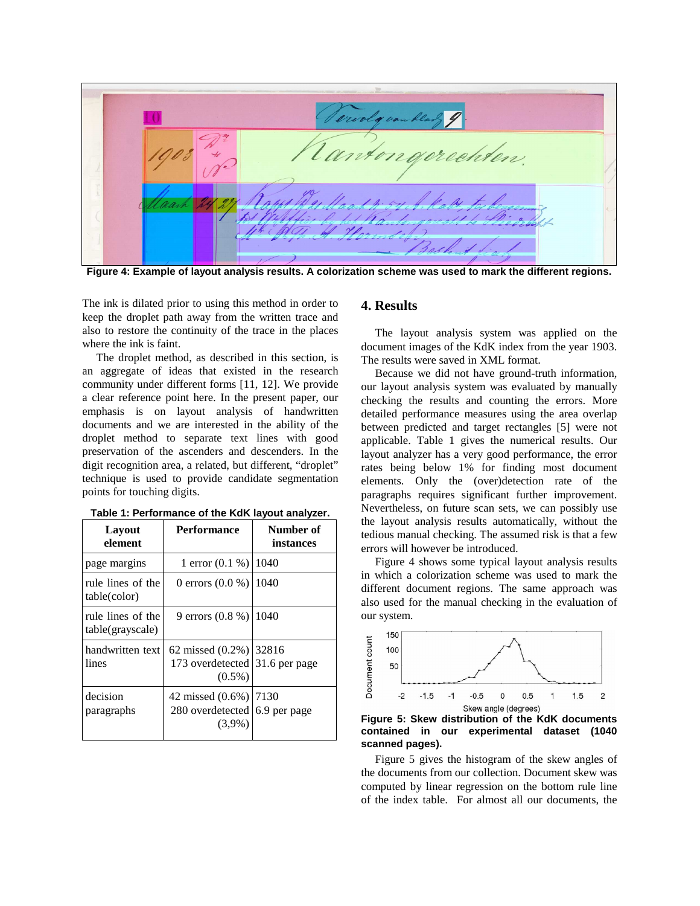Figure 4: Example of layout analysis results. A colorization scheme was used to mark the different regions.

The ink is dilated prior to using this method in order to keep the droplet path away from the written trace and also to restore the continuity of the trace in the places where the ink is faint.

The droplet method, as described in this section, is an aggregate of ideas that existed in the research community under different forms [11, 12]. We provide a clear reference point here. In the present paper, our emphasis is on layout analysis of handwritten documents and we are interested in the ability of the droplet method to separate text lines with good preservation of the ascenders and descenders. In the digit recognition area, a related, but different, "droplet" technique is used to provide candidate segmentation points for touching digits.

Table 1: Performance of the KdK layout analyzer.

| Layout element | Performance | Number of instances |
|---|---|---|
| page margins | 1 error (0.1 %) | 1040 |
| rule lines of the table(color) | 0 errors (0.0 %) | 1040 |
| rule lines of the table(grayscale) | 9 errors (0.8 %) | 1040 |
| handwritten text lines | 62 missed (0.2%) 173 overdetected (0.5%) | 32816 31.6 per page |
| decision paragraphs | 42 missed (0.6%) 280 overdetected (3,9%) | 7130 6.9 per page |

## 4. Results

The layout analysis system was applied on the document images of the KdK index from the year 1903. The results were saved in XML format.

Because we did not have ground-truth information, our layout analysis system was evaluated by manually checking the results and counting the errors. More detailed performance measures using the area overlap between predicted and target rectangles [5] were not applicable. Table 1 gives the numerical results. Our layout analyzer has a very good performance, the error rates being below 1% for finding most document elements. Only the (over)detection rate of the paragraphs requires significant further improvement. Nevertheless, on future scan sets, we can possibly use the layout analysis results automatically, without the tedious manual checking. The assumed risk is that a few errors will however be introduced.

Figure 4 shows some typical layout analysis results in which a colorization scheme was used to mark the different document regions. The same approach was also used for the manual checking in the evaluation of our system.

Figure 5: Skew distribution of the KdK documents contained in our experimental dataset (1040 scanned pages).

Figure 5 gives the histogram of the skew angles of the documents from our collection. Document skew was computed by linear regression on the bottom rule line of the index table. For almost all our documents, the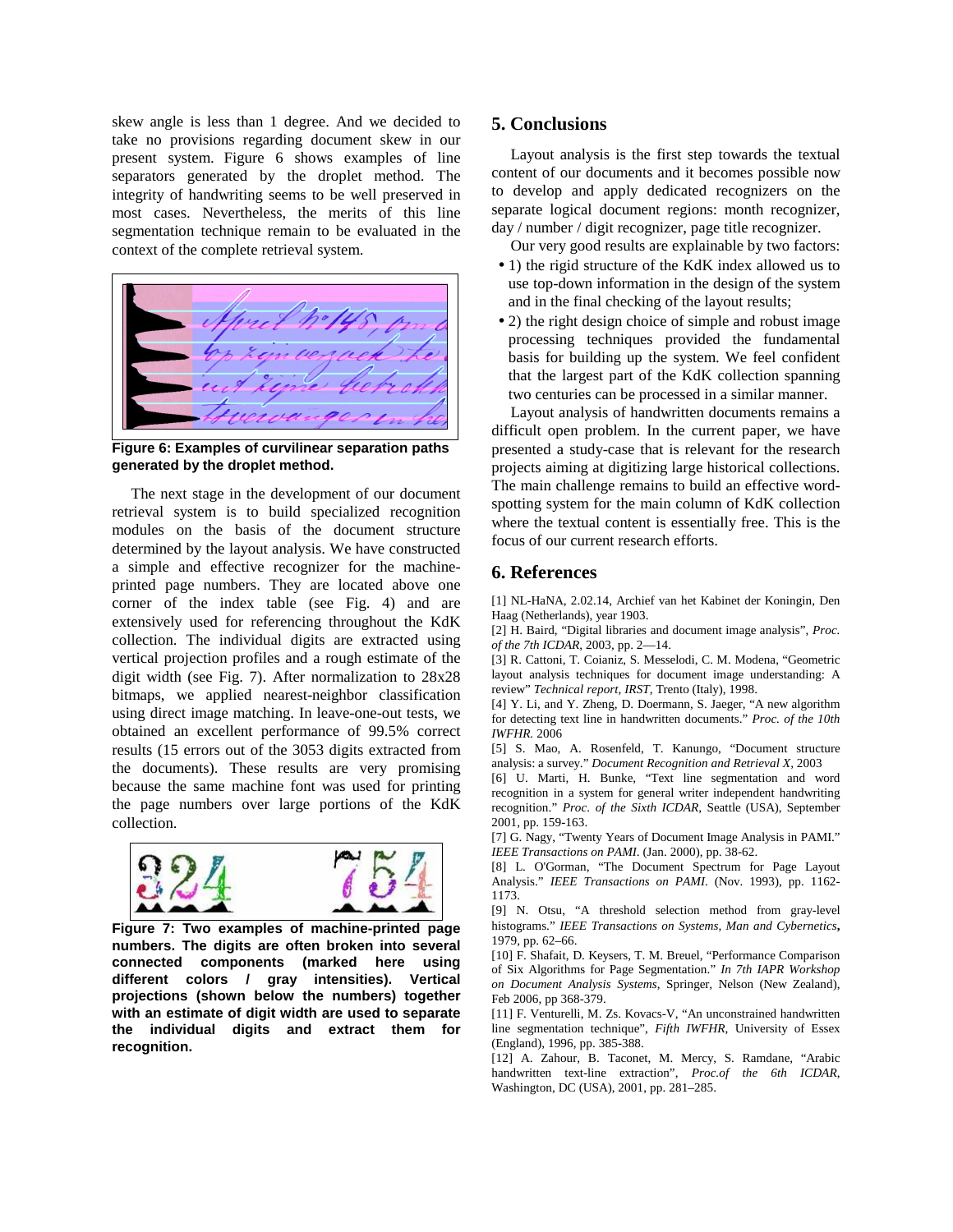skew angle is less than 1 degree. And we decided to take no provisions regarding document skew in our present system. Figure 6 shows examples of line separators generated by the droplet method. The integrity of handwriting seems to be well preserved in most cases. Nevertheless, the merits of this line segmentation technique remain to be evaluated in the context of the complete retrieval system.

**Figure 6: Examples of curvilinear separation paths generated by the droplet method.**

The next stage in the development of our document retrieval system is to build specialized recognition modules on the basis of the document structure determined by the layout analysis. We have constructed a simple and effective recognizer for the machine-printed page numbers. They are located above one corner of the index table (see Fig. 4) and are extensively used for referencing throughout the KdK collection. The individual digits are extracted using vertical projection profiles and a rough estimate of the digit width (see Fig. 7). After normalization to 28x28 bitmaps, we applied nearest-neighbor classification using direct image matching. In leave-one-out tests, we obtained an excellent performance of 99.5% correct results (15 errors out of the 3053 digits extracted from the documents). These results are very promising because the same machine font was used for printing the page numbers over large portions of the KdK collection.

**Figure 7: Two examples of machine-printed page numbers. The digits are often broken into several connected components (marked here using different colors / gray intensities). Vertical projections (shown below the numbers) together with an estimate of digit width are used to separate the individual digits and extract them for recognition.**

## 5. Conclusions

Layout analysis is the first step towards the textual content of our documents and it becomes possible now to develop and apply dedicated recognizers on the separate logical document regions: month recognizer, day / number / digit recognizer, page title recognizer.

Our very good results are explainable by two factors:

- 1) the rigid structure of the KdK index allowed us to use top-down information in the design of the system and in the final checking of the layout results;
- 2) the right design choice of simple and robust image processing techniques provided the fundamental basis for building up the system. We feel confident that the largest part of the KdK collection spanning two centuries can be processed in a similar manner.

Layout analysis of handwritten documents remains a difficult open problem. In the current paper, we have presented a study-case that is relevant for the research projects aiming at digitizing large historical collections. The main challenge remains to build an effective word-spotting system for the main column of KdK collection where the textual content is essentially free. This is the focus of our current research efforts.

## 6. References

[1] NL-HaNA, 2.02.14, Archief van het Kabinet der Koningin, Den Haag (Netherlands), year 1903.

[2] H. Baird, "Digital libraries and document image analysis", *Proc. of the 7th ICDAR*, 2003, pp. 2—14.

[3] R. Cattoni, T. Coianiz, S. Messelodi, C. M. Modena, "Geometric layout analysis techniques for document image understanding: A review" *Technical report, IRST*, Trento (Italy), 1998.

[4] Y. Li, and Y. Zheng, D. Doermann, S. Jaeger, "A new algorithm for detecting text line in handwritten documents." *Proc. of the 10th IWFHR.* 2006

[5] S. Mao, A. Rosenfeld, T. Kanungo, "Document structure analysis: a survey." *Document Recognition and Retrieval X*, 2003

[6] U. Marti, H. Bunke, "Text line segmentation and word recognition in a system for general writer independent handwriting recognition." *Proc. of the Sixth ICDAR*, Seattle (USA), September 2001, pp. 159-163.

[7] G. Nagy, "Twenty Years of Document Image Analysis in PAMI." *IEEE Transactions on PAMI*. (Jan. 2000), pp. 38-62.

[8] L. O'Gorman, "The Document Spectrum for Page Layout Analysis." *IEEE Transactions on PAMI*. (Nov. 1993), pp. 1162-1173.

[9] N. Otsu, "A threshold selection method from gray-level histograms." *IEEE Transactions on Systems, Man and Cybernetics***,** 1979, pp. 62–66.

[10] F. Shafait, D. Keysers, T. M. Breuel, "Performance Comparison of Six Algorithms for Page Segmentation." *In 7th IAPR Workshop on Document Analysis Systems*, Springer, Nelson (New Zealand), Feb 2006, pp 368-379.

[11] F. Venturelli, M. Zs. Kovacs-V, "An unconstrained handwritten line segmentation technique", *Fifth IWFHR*, University of Essex (England), 1996, pp. 385-388.

[12] A. Zahour, B. Taconet, M. Mercy, S. Ramdane, "Arabic handwritten text-line extraction", *Proc.of the 6th ICDAR*, Washington, DC (USA), 2001, pp. 281–285.